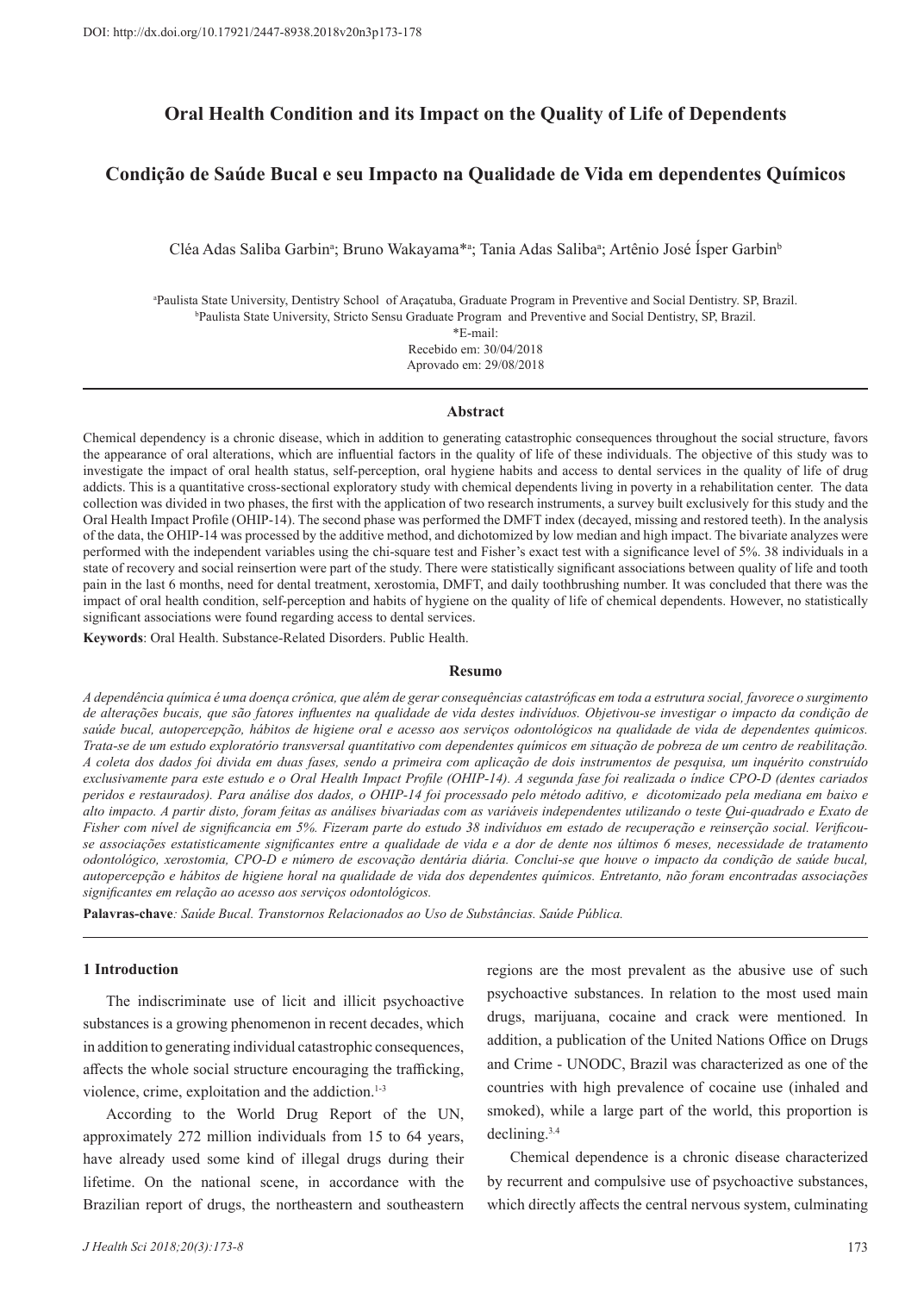DOI: http://dx.doi.org/10.17921/2447-8938.2018v20n3p173-178

# Oral Health Condition and its Impact on the Quality of Life of Dependents

# Condição de Saúde Bucal e seu Impacto na Qualidade de Vida em dependentes Químicos

Cléa Adas Saliba Garbin[a]; Bruno Wakayama*[a]; Tania Adas Saliba[a]; Artênio José Ísper Garbin[b]

[a]Paulista State University, Dentistry School of Araçatuba, Graduate Program in Preventive and Social Dentistry. SP, Brazil.
[b]Paulista State University, Stricto Sensu Graduate Program and Preventive and Social Dentistry, SP, Brazil.
*E-mail:
Recebido em: 30/04/2018
Aprovado em: 29/08/2018

## Abstract

Chemical dependency is a chronic disease, which in addition to generating catastrophic consequences throughout the social structure, favors the appearance of oral alterations, which are influential factors in the quality of life of these individuals. The objective of this study was to investigate the impact of oral health status, self-perception, oral hygiene habits and access to dental services in the quality of life of drug addicts. This is a quantitative cross-sectional exploratory study with chemical dependents living in poverty in a rehabilitation center. The data collection was divided in two phases, the first with the application of two research instruments, a survey built exclusively for this study and the Oral Health Impact Profile (OHIP-14). The second phase was performed the DMFT index (decayed, missing and restored teeth). In the analysis of the data, the OHIP-14 was processed by the additive method, and dichotomized by low median and high impact. The bivariate analyzes were performed with the independent variables using the chi-square test and Fisher's exact test with a significance level of 5%. 38 individuals in a state of recovery and social reinsertion were part of the study. There were statistically significant associations between quality of life and tooth pain in the last 6 months, need for dental treatment, xerostomia, DMFT, and daily toothbrushing number. It was concluded that there was the impact of oral health condition, self-perception and habits of hygiene on the quality of life of chemical dependents. However, no statistically significant associations were found regarding access to dental services.

**Keywords**: Oral Health. Substance-Related Disorders. Public Health.

## Resumo

*A dependência química é uma doença crônica, que além de gerar consequências catastróficas em toda a estrutura social, favorece o surgimento de alterações bucais, que são fatores influentes na qualidade de vida destes indivíduos. Objetivou-se investigar o impacto da condição de saúde bucal, autopercepção, hábitos de higiene oral e acesso aos serviços odontológicos na qualidade de vida de dependentes químicos. Trata-se de um estudo exploratório transversal quantitativo com dependentes químicos em situação de pobreza de um centro de reabilitação. A coleta dos dados foi divida em duas fases, sendo a primeira com aplicação de dois instrumentos de pesquisa, um inquérito construído exclusivamente para este estudo e o Oral Health Impact Profile (OHIP-14). A segunda fase foi realizada o índice CPO-D (dentes cariados peridos e restaurados). Para análise dos dados, o OHIP-14 foi processado pelo método aditivo, e dicotomizado pela mediana em baixo e alto impacto. A partir disto, foram feitas as análises bivariadas com as variáveis independentes utilizando o teste Qui-quadrado e Exato de Fisher com nível de significancia em 5%. Fizeram parte do estudo 38 indivíduos em estado de recuperação e reinserção social. Verificou-se associações estatisticamente significantes entre a qualidade de vida e a dor de dente nos últimos 6 meses, necessidade de tratamento odontológico, xerostomia, CPO-D e número de escovação dentária diária. Conclui-se que houve o impacto da condição de saúde bucal, autopercepção e hábitos de higiene horal na qualidade de vida dos dependentes químicos. Entretanto, não foram encontradas associações significantes em relação ao acesso aos serviços odontológicos.*

**Palavras-chave***: Saúde Bucal. Transtornos Relacionados ao Uso de Substâncias. Saúde Pública.*

## 1 Introduction

The indiscriminate use of licit and illicit psychoactive substances is a growing phenomenon in recent decades, which in addition to generating individual catastrophic consequences, affects the whole social structure encouraging the trafficking, violence, crime, exploitation and the addiction.[1-3]

According to the World Drug Report of the UN, approximately 272 million individuals from 15 to 64 years, have already used some kind of illegal drugs during their lifetime. On the national scene, in accordance with the Brazilian report of drugs, the northeastern and southeastern regions are the most prevalent as the abusive use of such psychoactive substances. In relation to the most used main drugs, marijuana, cocaine and crack were mentioned. In addition, a publication of the United Nations Office on Drugs and Crime - UNODC, Brazil was characterized as one of the countries with high prevalence of cocaine use (inhaled and smoked), while a large part of the world, this proportion is declining.[3,4]

Chemical dependence is a chronic disease characterized by recurrent and compulsive use of psychoactive substances, which directly affects the central nervous system, culminating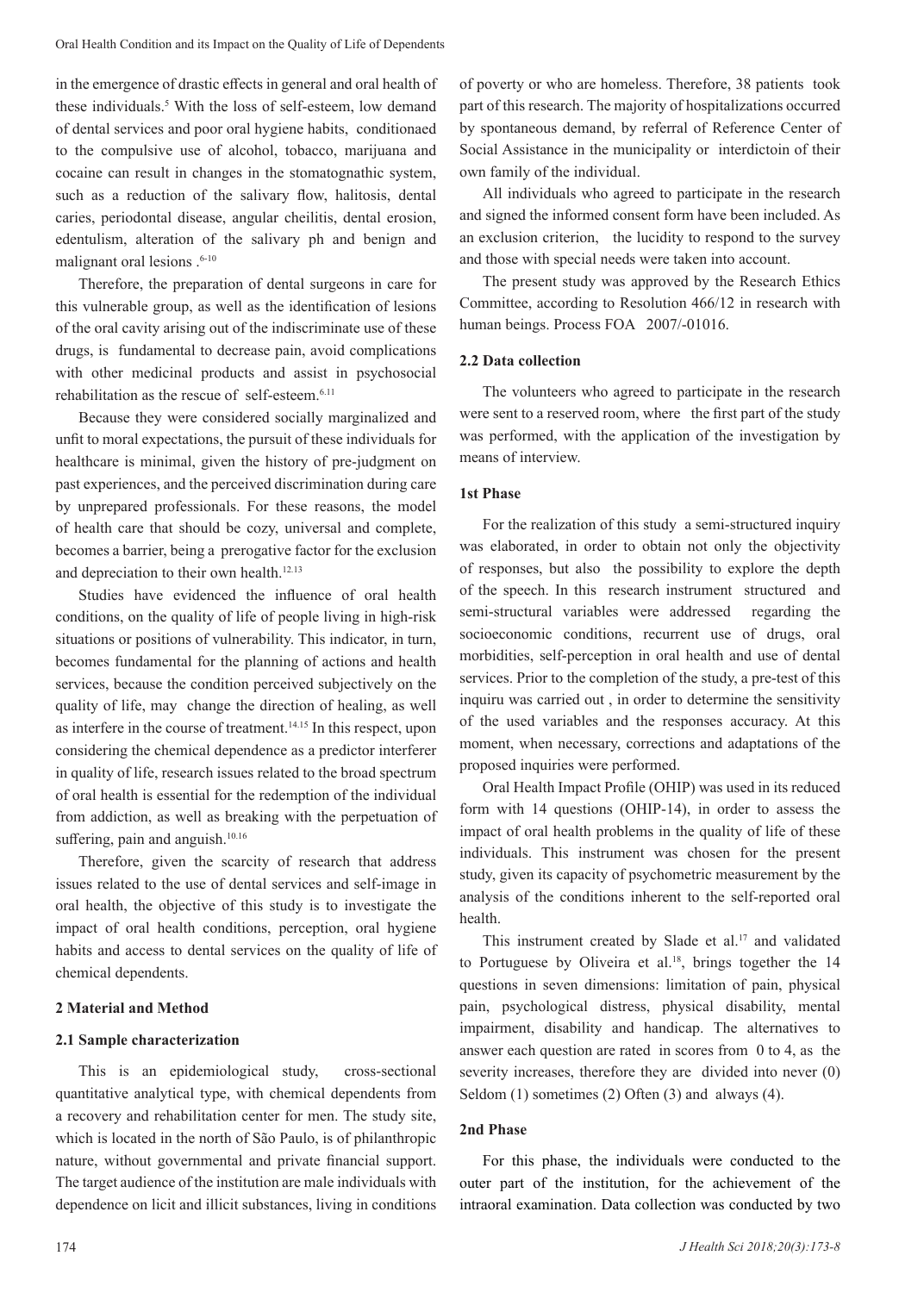in the emergence of drastic effects in general and oral health of these individuals.[5] With the loss of self-esteem, low demand of dental services and poor oral hygiene habits, conditionaed to the compulsive use of alcohol, tobacco, marijuana and cocaine can result in changes in the stomatognathic system, such as a reduction of the salivary flow, halitosis, dental caries, periodontal disease, angular cheilitis, dental erosion, edentulism, alteration of the salivary ph and benign and malignant oral lesions .[6-10]

Therefore, the preparation of dental surgeons in care for this vulnerable group, as well as the identification of lesions of the oral cavity arising out of the indiscriminate use of these drugs, is fundamental to decrease pain, avoid complications with other medicinal products and assist in psychosocial rehabilitation as the rescue of self-esteem.[6,11]

Because they were considered socially marginalized and unfit to moral expectations, the pursuit of these individuals for healthcare is minimal, given the history of pre-judgment on past experiences, and the perceived discrimination during care by unprepared professionals. For these reasons, the model of health care that should be cozy, universal and complete, becomes a barrier, being a prerogative factor for the exclusion and depreciation to their own health.[12,13]

Studies have evidenced the influence of oral health conditions, on the quality of life of people living in high-risk situations or positions of vulnerability. This indicator, in turn, becomes fundamental for the planning of actions and health services, because the condition perceived subjectively on the quality of life, may change the direction of healing, as well as interfere in the course of treatment.[14,15] In this respect, upon considering the chemical dependence as a predictor interferer in quality of life, research issues related to the broad spectrum of oral health is essential for the redemption of the individual from addiction, as well as breaking with the perpetuation of suffering, pain and anguish.[10,16]

Therefore, given the scarcity of research that address issues related to the use of dental services and self-image in oral health, the objective of this study is to investigate the impact of oral health conditions, perception, oral hygiene habits and access to dental services on the quality of life of chemical dependents.

## 2 Material and Method

### 2.1 Sample characterization

This is an epidemiological study, cross-sectional quantitative analytical type, with chemical dependents from a recovery and rehabilitation center for men. The study site, which is located in the north of São Paulo, is of philanthropic nature, without governmental and private financial support. The target audience of the institution are male individuals with dependence on licit and illicit substances, living in conditions of poverty or who are homeless. Therefore, 38 patients took part of this research. The majority of hospitalizations occurred by spontaneous demand, by referral of Reference Center of Social Assistance in the municipality or interdictoin of their own family of the individual.

All individuals who agreed to participate in the research and signed the informed consent form have been included. As an exclusion criterion, the lucidity to respond to the survey and those with special needs were taken into account.

The present study was approved by the Research Ethics Committee, according to Resolution 466/12 in research with human beings. Process FOA 2007/-01016.

### 2.2 Data collection

The volunteers who agreed to participate in the research were sent to a reserved room, where the first part of the study was performed, with the application of the investigation by means of interview.

#### 1st Phase

For the realization of this study a semi-structured inquiry was elaborated, in order to obtain not only the objectivity of responses, but also the possibility to explore the depth of the speech. In this research instrument structured and semi-structural variables were addressed regarding the socioeconomic conditions, recurrent use of drugs, oral morbidities, self-perception in oral health and use of dental services. Prior to the completion of the study, a pre-test of this inquiru was carried out , in order to determine the sensitivity of the used variables and the responses accuracy. At this moment, when necessary, corrections and adaptations of the proposed inquiries were performed.

Oral Health Impact Profile (OHIP) was used in its reduced form with 14 questions (OHIP-14), in order to assess the impact of oral health problems in the quality of life of these individuals. This instrument was chosen for the present study, given its capacity of psychometric measurement by the analysis of the conditions inherent to the self-reported oral health.

This instrument created by Slade et al.[17] and validated to Portuguese by Oliveira et al.[18], brings together the 14 questions in seven dimensions: limitation of pain, physical pain, psychological distress, physical disability, mental impairment, disability and handicap. The alternatives to answer each question are rated in scores from 0 to 4, as the severity increases, therefore they are divided into never (0) Seldom (1) sometimes (2) Often (3) and always (4).

#### 2nd Phase

For this phase, the individuals were conducted to the outer part of the institution, for the achievement of the intraoral examination. Data collection was conducted by two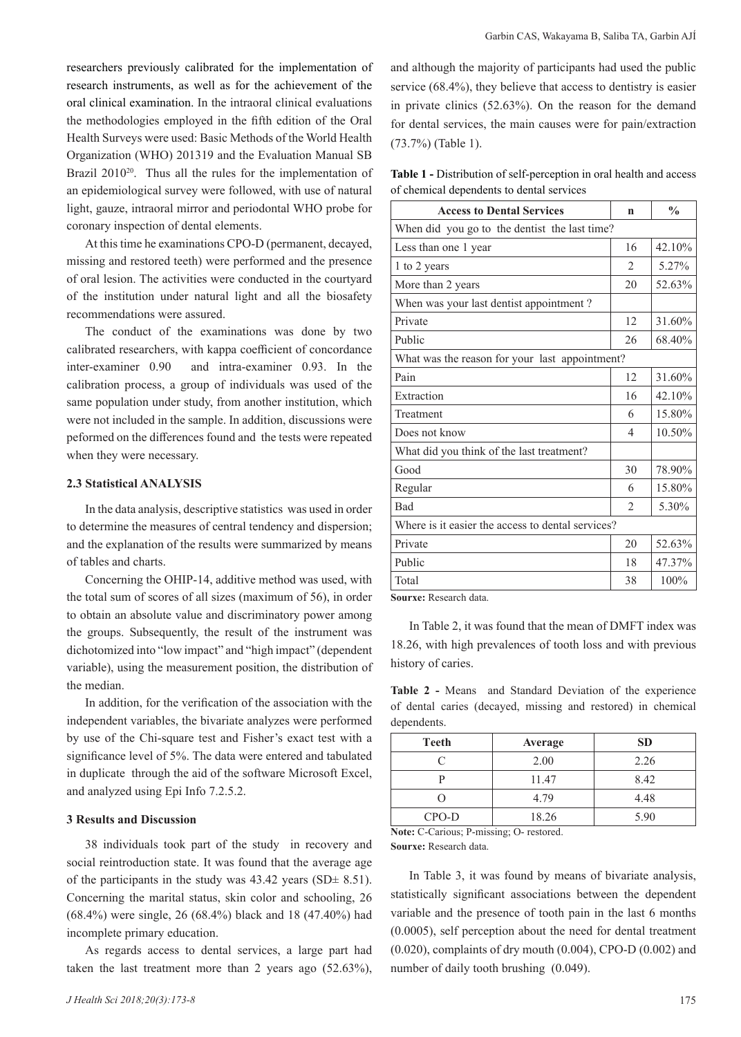researchers previously calibrated for the implementation of research instruments, as well as for the achievement of the oral clinical examination. In the intraoral clinical evaluations the methodologies employed in the fifth edition of the Oral Health Surveys were used: Basic Methods of the World Health Organization (WHO) 2013[19] and the Evaluation Manual SB Brazil 2010[20]. Thus all the rules for the implementation of an epidemiological survey were followed, with use of natural light, gauze, intraoral mirror and periodontal WHO probe for coronary inspection of dental elements.

At this time he examinations CPO-D (permanent, decayed, missing and restored teeth) were performed and the presence of oral lesion. The activities were conducted in the courtyard of the institution under natural light and all the biosafety recommendations were assured.

The conduct of the examinations was done by two calibrated researchers, with kappa coefficient of concordance inter-examiner 0.90 and intra-examiner 0.93. In the calibration process, a group of individuals was used of the same population under study, from another institution, which were not included in the sample. In addition, discussions were peformed on the differences found and the tests were repeated when they were necessary.

### 2.3 Statistical ANALYSIS

In the data analysis, descriptive statistics was used in order to determine the measures of central tendency and dispersion; and the explanation of the results were summarized by means of tables and charts.

Concerning the OHIP-14, additive method was used, with the total sum of scores of all sizes (maximum of 56), in order to obtain an absolute value and discriminatory power among the groups. Subsequently, the result of the instrument was dichotomized into "low impact" and "high impact" (dependent variable), using the measurement position, the distribution of the median.

In addition, for the verification of the association with the independent variables, the bivariate analyzes were performed by use of the Chi-square test and Fisher's exact test with a significance level of 5%. The data were entered and tabulated in duplicate through the aid of the software Microsoft Excel, and analyzed using Epi Info 7.2.5.2.

## 3 Results and Discussion

38 individuals took part of the study in recovery and social reintroduction state. It was found that the average age of the participants in the study was 43.42 years (SD± 8.51). Concerning the marital status, skin color and schooling, 26 (68.4%) were single, 26 (68.4%) black and 18 (47.40%) had incomplete primary education.

As regards access to dental services, a large part had taken the last treatment more than 2 years ago (52.63%), and although the majority of participants had used the public service (68.4%), they believe that access to dentistry is easier in private clinics (52.63%). On the reason for the demand for dental services, the main causes were for pain/extraction (73.7%) (Table 1).

**Table 1 -** Distribution of self-perception in oral health and access of chemical dependents to dental services

| Access to Dental Services | n | % |
|---|---|---|
| When did you go to the dentist the last time? | | |
| Less than one 1 year | 16 | 42.10% |
| 1 to 2 years | 2 | 5.27% |
| More than 2 years | 20 | 52.63% |
| When was your last dentist appointment ? | | |
| Private | 12 | 31.60% |
| Public | 26 | 68.40% |
| What was the reason for your last appointment? | | |
| Pain | 12 | 31.60% |
| Extraction | 16 | 42.10% |
| Treatment | 6 | 15.80% |
| Does not know | 4 | 10.50% |
| What did you think of the last treatment? | | |
| Good | 30 | 78.90% |
| Regular | 6 | 15.80% |
| Bad | 2 | 5.30% |
| Where is it easier the access to dental services? | | |
| Private | 20 | 52.63% |
| Public | 18 | 47.37% |
| Total | 38 | 100% |

**Sourxe:** Research data.

In Table 2, it was found that the mean of DMFT index was 18.26, with high prevalences of tooth loss and with previous history of caries.

**Table 2 -** Means and Standard Deviation of the experience of dental caries (decayed, missing and restored) in chemical dependents.

| Teeth | Average | SD |
|---|---|---|
| C | 2.00 | 2.26 |
| P | 11.47 | 8.42 |
| O | 4.79 | 4.48 |
| CPO-D | 18.26 | 5.90 |

**Note:** C-Carious; P-missing; O- restored.
**Sourxe:** Research data.

In Table 3, it was found by means of bivariate analysis, statistically significant associations between the dependent variable and the presence of tooth pain in the last 6 months (0.0005), self perception about the need for dental treatment (0.020), complaints of dry mouth (0.004), CPO-D (0.002) and number of daily tooth brushing (0.049).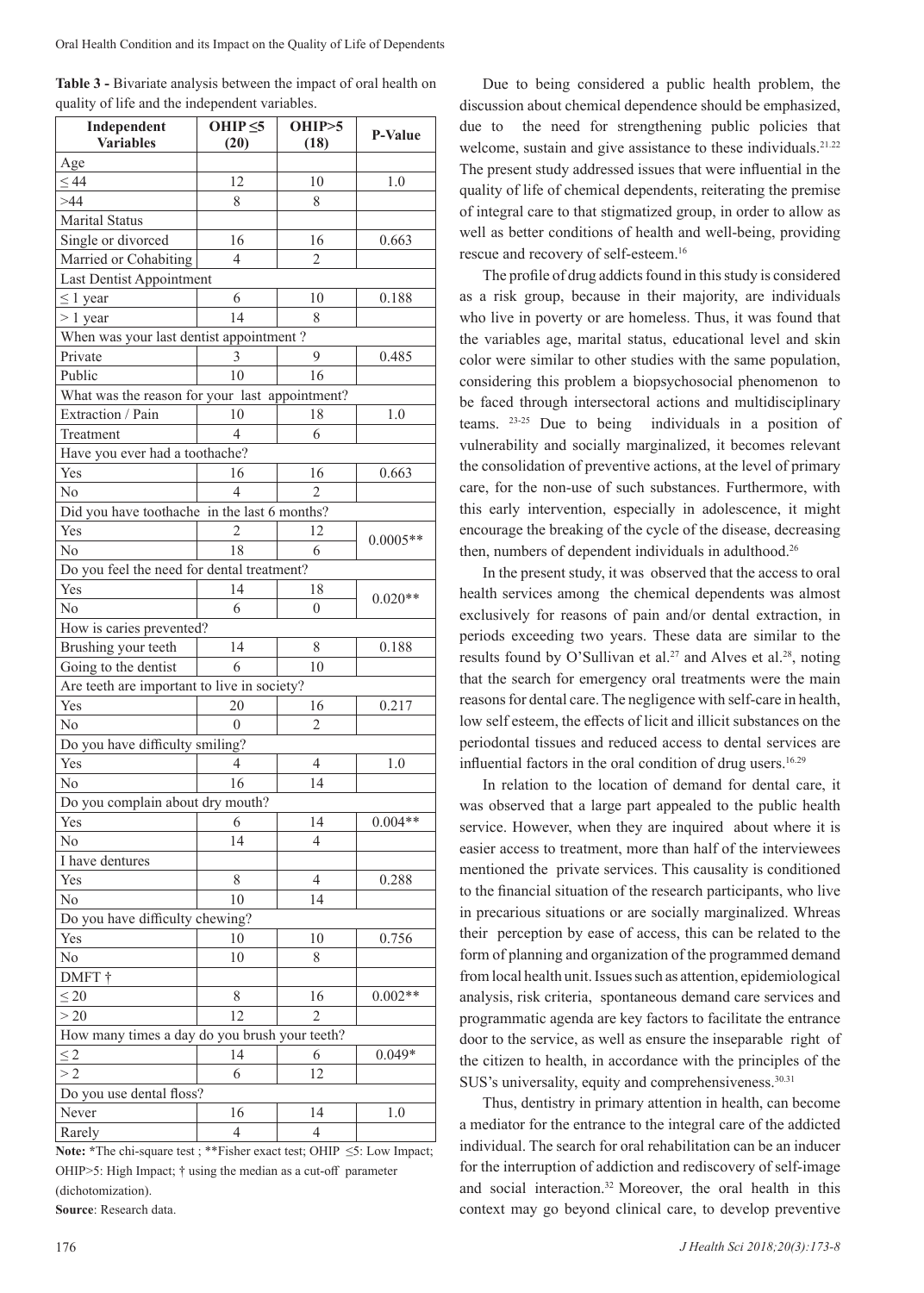**Table 3 -** Bivariate analysis between the impact of oral health on quality of life and the independent variables.

| Independent Variables | OHIP ≤5 (20) | OHIP>5 (18) | P-Value |
|---|---|---|---|
| Age | | | |
| ≤ 44 | 12 | 10 | 1.0 |
| >44 | 8 | 8 | |
| Marital Status | | | |
| Single or divorced | 16 | 16 | 0.663 |
| Married or Cohabiting | 4 | 2 | |
| Last Dentist Appointment | | | |
| ≤ 1 year | 6 | 10 | 0.188 |
| > 1 year | 14 | 8 | |
| When was your last dentist appointment ? | | | |
| Private | 3 | 9 | 0.485 |
| Public | 10 | 16 | |
| What was the reason for your last appointment? | | | |
| Extraction / Pain | 10 | 18 | 1.0 |
| Treatment | 4 | 6 | |
| Have you ever had a toothache? | | | |
| Yes | 16 | 16 | 0.663 |
| No | 4 | 2 | |
| Did you have toothache in the last 6 months? | | | |
| Yes | 2 | 12 | 0.0005** |
| No | 18 | 6 | |
| Do you feel the need for dental treatment? | | | |
| Yes | 14 | 18 | 0.020** |
| No | 6 | 0 | |
| How is caries prevented? | | | |
| Brushing your teeth | 14 | 8 | 0.188 |
| Going to the dentist | 6 | 10 | |
| Are teeth are important to live in society? | | | |
| Yes | 20 | 16 | 0.217 |
| No | 0 | 2 | |
| Do you have difficulty smiling? | | | |
| Yes | 4 | 4 | 1.0 |
| No | 16 | 14 | |
| Do you complain about dry mouth? | | | |
| Yes | 6 | 14 | 0.004** |
| No | 14 | 4 | |
| I have dentures | | | |
| Yes | 8 | 4 | 0.288 |
| No | 10 | 14 | |
| Do you have difficulty chewing? | | | |
| Yes | 10 | 10 | 0.756 |
| No | 10 | 8 | |
| DMFT † | | | |
| ≤ 20 | 8 | 16 | 0.002** |
| > 20 | 12 | 2 | |
| How many times a day do you brush your teeth? | | | |
| ≤ 2 | 14 | 6 | 0.049* |
| > 2 | 6 | 12 | |
| Do you use dental floss? | | | |
| Never | 16 | 14 | 1.0 |
| Rarely | 4 | 4 | |

**Note:** *The chi-square test ; **Fisher exact test; OHIP ≤5: Low Impact; OHIP>5: High Impact; † using the median as a cut-off parameter (dichotomization).

**Source**: Research data.

Due to being considered a public health problem, the discussion about chemical dependence should be emphasized, due to the need for strengthening public policies that welcome, sustain and give assistance to these individuals.[21,22] The present study addressed issues that were influential in the quality of life of chemical dependents, reiterating the premise of integral care to that stigmatized group, in order to allow as well as better conditions of health and well-being, providing rescue and recovery of self-esteem.[16]

The profile of drug addicts found in this study is considered as a risk group, because in their majority, are individuals who live in poverty or are homeless. Thus, it was found that the variables age, marital status, educational level and skin color were similar to other studies with the same population, considering this problem a biopsychosocial phenomenon to be faced through intersectoral actions and multidisciplinary teams. [23-25] Due to being individuals in a position of vulnerability and socially marginalized, it becomes relevant the consolidation of preventive actions, at the level of primary care, for the non-use of such substances. Furthermore, with this early intervention, especially in adolescence, it might encourage the breaking of the cycle of the disease, decreasing then, numbers of dependent individuals in adulthood.[26]

In the present study, it was observed that the access to oral health services among the chemical dependents was almost exclusively for reasons of pain and/or dental extraction, in periods exceeding two years. These data are similar to the results found by O'Sullivan et al.[27] and Alves et al.[28], noting that the search for emergency oral treatments were the main reasons for dental care. The negligence with self-care in health, low self esteem, the effects of licit and illicit substances on the periodontal tissues and reduced access to dental services are influential factors in the oral condition of drug users.[16,29]

In relation to the location of demand for dental care, it was observed that a large part appealed to the public health service. However, when they are inquired about where it is easier access to treatment, more than half of the interviewees mentioned the private services. This causality is conditioned to the financial situation of the research participants, who live in precarious situations or are socially marginalized. Whreas their perception by ease of access, this can be related to the form of planning and organization of the programmed demand from local health unit. Issues such as attention, epidemiological analysis, risk criteria, spontaneous demand care services and programmatic agenda are key factors to facilitate the entrance door to the service, as well as ensure the inseparable right of the citizen to health, in accordance with the principles of the SUS's universality, equity and comprehensiveness.[30,31]

Thus, dentistry in primary attention in health, can become a mediator for the entrance to the integral care of the addicted individual. The search for oral rehabilitation can be an inducer for the interruption of addiction and rediscovery of self-image and social interaction.[32] Moreover, the oral health in this context may go beyond clinical care, to develop preventive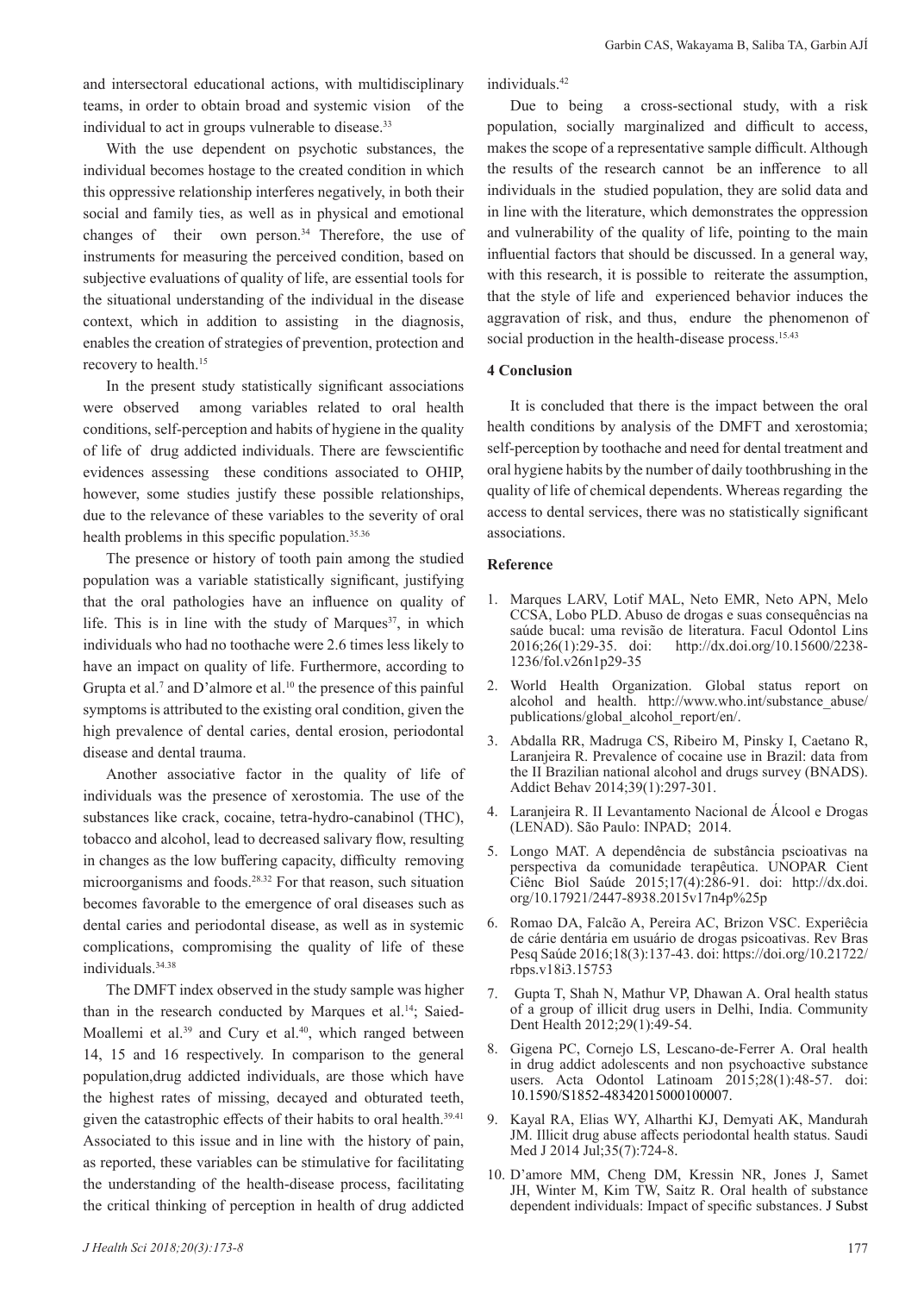and intersectoral educational actions, with multidisciplinary teams, in order to obtain broad and systemic vision of the individual to act in groups vulnerable to disease.[33]

With the use dependent on psychotic substances, the individual becomes hostage to the created condition in which this oppressive relationship interferes negatively, in both their social and family ties, as well as in physical and emotional changes of their own person.[34] Therefore, the use of instruments for measuring the perceived condition, based on subjective evaluations of quality of life, are essential tools for the situational understanding of the individual in the disease context, which in addition to assisting in the diagnosis, enables the creation of strategies of prevention, protection and recovery to health.[15]

In the present study statistically significant associations were observed among variables related to oral health conditions, self-perception and habits of hygiene in the quality of life of drug addicted individuals. There are fewscientific evidences assessing these conditions associated to OHIP, however, some studies justify these possible relationships, due to the relevance of these variables to the severity of oral health problems in this specific population.[35,36]

The presence or history of tooth pain among the studied population was a variable statistically significant, justifying that the oral pathologies have an influence on quality of life. This is in line with the study of Marques[37], in which individuals who had no toothache were 2.6 times less likely to have an impact on quality of life. Furthermore, according to Grupta et al.[7] and D'almore et al.[10] the presence of this painful symptoms is attributed to the existing oral condition, given the high prevalence of dental caries, dental erosion, periodontal disease and dental trauma.

Another associative factor in the quality of life of individuals was the presence of xerostomia. The use of the substances like crack, cocaine, tetra-hydro-canabinol (THC), tobacco and alcohol, lead to decreased salivary flow, resulting in changes as the low buffering capacity, difficulty removing microorganisms and foods.[28,32] For that reason, such situation becomes favorable to the emergence of oral diseases such as dental caries and periodontal disease, as well as in systemic complications, compromising the quality of life of these individuals.[34,38]

The DMFT index observed in the study sample was higher than in the research conducted by Marques et al.[14]; Saied-Moallemi et al.[39] and Cury et al.[40], which ranged between 14, 15 and 16 respectively. In comparison to the general population,drug addicted individuals, are those which have the highest rates of missing, decayed and obturated teeth, given the catastrophic effects of their habits to oral health.[39,41] Associated to this issue and in line with the history of pain, as reported, these variables can be stimulative for facilitating the understanding of the health-disease process, facilitating the critical thinking of perception in health of drug addicted individuals.[42]

Due to being a cross-sectional study, with a risk population, socially marginalized and difficult to access, makes the scope of a representative sample difficult. Although the results of the research cannot be an inference to all individuals in the studied population, they are solid data and in line with the literature, which demonstrates the oppression and vulnerability of the quality of life, pointing to the main influential factors that should be discussed. In a general way, with this research, it is possible to reiterate the assumption, that the style of life and experienced behavior induces the aggravation of risk, and thus, endure the phenomenon of social production in the health-disease process.[15.43]

## 4 Conclusion

It is concluded that there is the impact between the oral health conditions by analysis of the DMFT and xerostomia; self-perception by toothache and need for dental treatment and oral hygiene habits by the number of daily toothbrushing in the quality of life of chemical dependents. Whereas regarding the access to dental services, there was no statistically significant associations.

## Reference

1. Marques LARV, Lotif MAL, Neto EMR, Neto APN, Melo CCSA, Lobo PLD. Abuso de drogas e suas consequências na saúde bucal: uma revisão de literatura. Facul Odontol Lins 2016;26(1):29-35. doi: http://dx.doi.org/10.15600/2238-1236/fol.v26n1p29-35
2. World Health Organization. Global status report on alcohol and health. http://www.who.int/substance_abuse/publications/global_alcohol_report/en/.
3. Abdalla RR, Madruga CS, Ribeiro M, Pinsky I, Caetano R, Laranjeira R. Prevalence of cocaine use in Brazil: data from the II Brazilian national alcohol and drugs survey (BNADS). Addict Behav 2014;39(1):297-301.
4. Laranjeira R. II Levantamento Nacional de Álcool e Drogas (LENAD). São Paulo: INPAD; 2014.
5. Longo MAT. A dependência de substância pscioativas na perspectiva da comunidade terapêutica. UNOPAR Cient Ciênc Biol Saúde 2015;17(4):286-91. doi: http://dx.doi.org/10.17921/2447-8938.2015v17n4p%25p
6. Romao DA, Falcão A, Pereira AC, Brizon VSC. Experiêcia de cárie dentária em usuário de drogas psicoativas. Rev Bras Pesq Saúde 2016;18(3):137-43. doi: https://doi.org/10.21722/rbps.v18i3.15753
7. Gupta T, Shah N, Mathur VP, Dhawan A. Oral health status of a group of illicit drug users in Delhi, India. Community Dent Health 2012;29(1):49-54.
8. Gigena PC, Cornejo LS, Lescano-de-Ferrer A. Oral health in drug addict adolescents and non psychoactive substance users. Acta Odontol Latinoam 2015;28(1):48-57. doi: 10.1590/S1852-48342015000100007.
9. Kayal RA, Elias WY, Alharthi KJ, Demyati AK, Mandurah JM. Illicit drug abuse affects periodontal health status. Saudi Med J 2014 Jul;35(7):724-8.
10. D'amore MM, Cheng DM, Kressin NR, Jones J, Samet JH, Winter M, Kim TW, Saitz R. Oral health of substance dependent individuals: Impact of specific substances. J Subst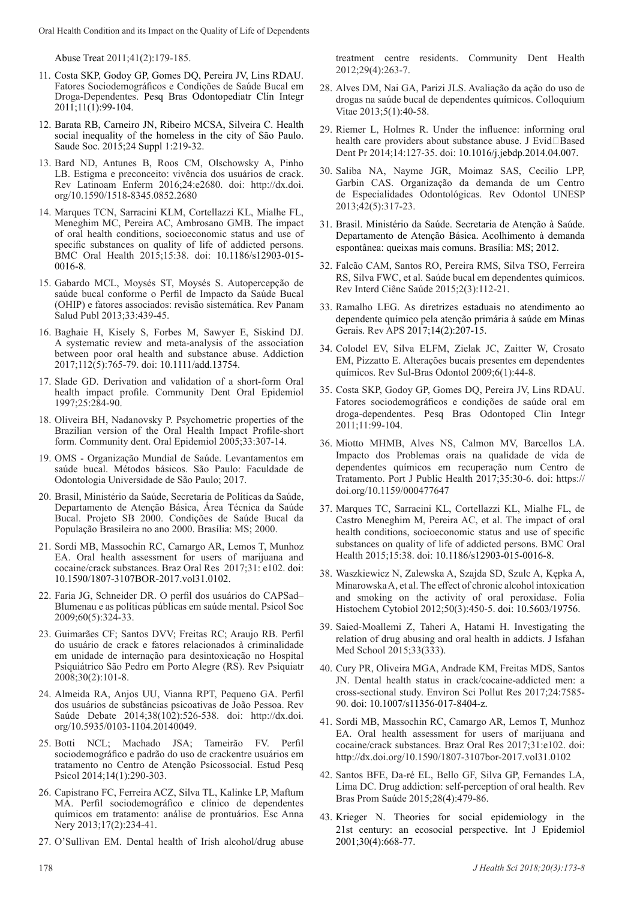Abuse Treat 2011;41(2):179-185.

11. Costa SKP, Godoy GP, Gomes DQ, Pereira JV, Lins RDAU. Fatores Sociodemográficos e Condições de Saúde Bucal em Droga-Dependentes. Pesq Bras Odontopediatr Clín Integr 2011;11(1):99-104.
12. Barata RB, Carneiro JN, Ribeiro MCSA, Silveira C. Health social inequality of the homeless in the city of São Paulo. Saude Soc. 2015;24 Suppl 1:219-32.
13. Bard ND, Antunes B, Roos CM, Olschowsky A, Pinho LB. Estigma e preconceito: vivência dos usuários de crack. Rev Latinoam Enferm 2016;24:e2680. doi: http://dx.doi.org/10.1590/1518-8345.0852.2680
14. Marques TCN, Sarracini KLM, Cortellazzi KL, Mialhe FL, Meneghim MC, Pereira AC, Ambrosano GMB. The impact of oral health conditions, socioeconomic status and use of specific substances on quality of life of addicted persons. BMC Oral Health 2015;15:38. doi: 10.1186/s12903-015-0016-8.
15. Gabardo MCL, Moysés ST, Moysés S. Autopercepção de saúde bucal conforme o Perfil de Impacto da Saúde Bucal (OHIP) e fatores associados: revisão sistemática. Rev Panam Salud Publ 2013;33:439-45.
16. Baghaie H, Kisely S, Forbes M, Sawyer E, Siskind DJ. A systematic review and meta-analysis of the association between poor oral health and substance abuse. Addiction 2017;112(5):765-79. doi: 10.1111/add.13754.
17. Slade GD. Derivation and validation of a short-form Oral health impact profile. Community Dent Oral Epidemiol 1997;25:284-90.
18. Oliveira BH, Nadanovsky P. Psychometric properties of the Brazilian version of the Oral Health Impact Profile-short form. Community dent. Oral Epidemiol 2005;33:307-14.
19. OMS - Organização Mundial de Saúde. Levantamentos em saúde bucal. Métodos básicos. São Paulo: Faculdade de Odontologia Universidade de São Paulo; 2017.
20. Brasil, Ministério da Saúde, Secretaria de Políticas da Saúde, Departamento de Atenção Básica, Área Técnica da Saúde Bucal. Projeto SB 2000. Condições de Saúde Bucal da População Brasileira no ano 2000. Brasília: MS; 2000.
21. Sordi MB, Massochin RC, Camargo AR, Lemos T, Munhoz EA. Oral health assessment for users of marijuana and cocaine/crack substances. Braz Oral Res 2017;31: e102. doi: 10.1590/1807-3107BOR-2017.vol31.0102.
22. Faria JG, Schneider DR. O perfil dos usuários do CAPSad–Blumenau e as políticas públicas em saúde mental. Psicol Soc 2009;60(5):324-33.
23. Guimarães CF; Santos DVV; Freitas RC; Araujo RB. Perfil do usuário de crack e fatores relacionados à criminalidade em unidade de internação para desintoxicação no Hospital Psiquiátrico São Pedro em Porto Alegre (RS). Rev Psiquiatr 2008;30(2):101-8.
24. Almeida RA, Anjos UU, Vianna RPT, Pequeno GA. Perfil dos usuários de substâncias psicoativas de João Pessoa. Rev Saúde Debate 2014;38(102):526-538. doi: http://dx.doi.org/10.5935/0103-1104.20140049.
25. Botti NCL; Machado JSA; Tameirão FV. Perfil sociodemográfico e padrão do uso de crackentre usuários em tratamento no Centro de Atenção Psicossocial. Estud Pesq Psicol 2014;14(1):290-303.
26. Capistrano FC, Ferreira ACZ, Silva TL, Kalinke LP, Maftum MA. Perfil sociodemográfico e clínico de dependentes químicos em tratamento: análise de prontuários. Esc Anna Nery 2013;17(2):234-41.
27. O'Sullivan EM. Dental health of Irish alcohol/drug abuse treatment centre residents. Community Dent Health 2012;29(4):263-7.
28. Alves DM, Nai GA, Parizi JLS. Avaliação da ação do uso de drogas na saúde bucal de dependentes químicos. Colloquium Vitae 2013;5(1):40-58.
29. Riemer L, Holmes R. Under the influence: informing oral health care providers about substance abuse. J Evid Based Dent Pr 2014;14:127-35. doi: 10.1016/j.jebdp.2014.04.007.
30. Saliba NA, Nayme JGR, Moimaz SAS, Cecilio LPP, Garbin CAS. Organização da demanda de um Centro de Especialidades Odontológicas. Rev Odontol UNESP 2013;42(5):317-23.
31. Brasil. Ministério da Saúde. Secretaria de Atenção à Saúde. Departamento de Atenção Básica. Acolhimento à demanda espontânea: queixas mais comuns. Brasília: MS; 2012.
32. Falcão CAM, Santos RO, Pereira RMS, Silva TSO, Ferreira RS, Silva FWC, et al. Saúde bucal em dependentes químicos. Rev Interd Ciênc Saúde 2015;2(3):112-21.
33. Ramalho LEG. As diretrizes estaduais no atendimento ao dependente químico pela atenção primária à saúde em Minas Gerais. Rev APS 2017;14(2):207-15.
34. Colodel EV, Silva ELFM, Zielak JC, Zaitter W, Crosato EM, Pizzatto E. Alterações bucais presentes em dependentes químicos. Rev Sul-Bras Odontol 2009;6(1):44-8.
35. Costa SKP, Godoy GP, Gomes DQ, Pereira JV, Lins RDAU. Fatores sociodemográficos e condições de saúde oral em droga-dependentes. Pesq Bras Odontoped Clin Integr 2011;11:99-104.
36. Miotto MHMB, Alves NS, Calmon MV, Barcellos LA. Impacto dos Problemas orais na qualidade de vida de dependentes químicos em recuperação num Centro de Tratamento. Port J Public Health 2017;35:30-6. doi: https://doi.org/10.1159/000477647
37. Marques TC, Sarracini KL, Cortellazzi KL, Mialhe FL, de Castro Meneghim M, Pereira AC, et al. The impact of oral health conditions, socioeconomic status and use of specific substances on quality of life of addicted persons. BMC Oral Health 2015;15:38. doi: 10.1186/s12903-015-0016-8.
38. Waszkiewicz N, Zalewska A, Szajda SD, Szulc A, Kępka A, Minarowska A, et al. The effect of chronic alcohol intoxication and smoking on the activity of oral peroxidase. Folia Histochem Cytobiol 2012;50(3):450-5. doi: 10.5603/19756.
39. Saied-Moallemi Z, Taheri A, Hatami H. Investigating the relation of drug abusing and oral health in addicts. J Isfahan Med School 2015;33(333).
40. Cury PR, Oliveira MGA, Andrade KM, Freitas MDS, Santos JN. Dental health status in crack/cocaine-addicted men: a cross-sectional study. Environ Sci Pollut Res 2017;24:7585-90. doi: 10.1007/s11356-017-8404-z.
41. Sordi MB, Massochin RC, Camargo AR, Lemos T, Munhoz EA. Oral health assessment for users of marijuana and cocaine/crack substances. Braz Oral Res 2017;31:e102. doi: http://dx.doi.org/10.1590/1807-3107bor-2017.vol31.0102
42. Santos BFE, Da-ré EL, Bello GF, Silva GP, Fernandes LA, Lima DC. Drug addiction: self-perception of oral health. Rev Bras Prom Saúde 2015;28(4):479-86.
43. Krieger N. Theories for social epidemiology in the 21st century: an ecosocial perspective. Int J Epidemiol 2001;30(4):668-77.